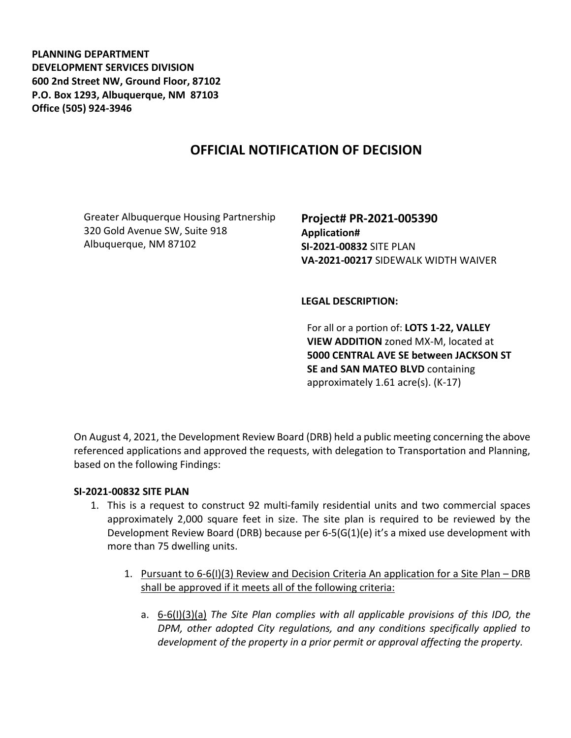**PLANNING DEPARTMENT**
**DEVELOPMENT SERVICES DIVISION**
**600 2nd Street NW, Ground Floor, 87102**
**P.O. Box 1293, Albuquerque, NM 87103**
**Office (505) 924-3946**

# OFFICIAL NOTIFICATION OF DECISION

Greater Albuquerque Housing Partnership
320 Gold Avenue SW, Suite 918
Albuquerque, NM 87102

**Project# PR-2021-005390**
**Application#**
**SI-2021-00832** SITE PLAN
**VA-2021-00217** SIDEWALK WIDTH WAIVER

**LEGAL DESCRIPTION:**

For all or a portion of: **LOTS 1-22, VALLEY VIEW ADDITION** zoned MX-M, located at **5000 CENTRAL AVE SE between JACKSON ST SE and SAN MATEO BLVD** containing approximately 1.61 acre(s). (K-17)

On August 4, 2021, the Development Review Board (DRB) held a public meeting concerning the above referenced applications and approved the requests, with delegation to Transportation and Planning, based on the following Findings:

**SI-2021-00832 SITE PLAN**

1. This is a request to construct 92 multi-family residential units and two commercial spaces approximately 2,000 square feet in size. The site plan is required to be reviewed by the Development Review Board (DRB) because per 6-5(G(1)(e) it's a mixed use development with more than 75 dwelling units.

    1. Pursuant to 6-6(I)(3) Review and Decision Criteria An application for a Site Plan – DRB shall be approved if it meets all of the following criteria:

        a. 6-6(I)(3)(a) *The Site Plan complies with all applicable provisions of this IDO, the DPM, other adopted City regulations, and any conditions specifically applied to development of the property in a prior permit or approval affecting the property.*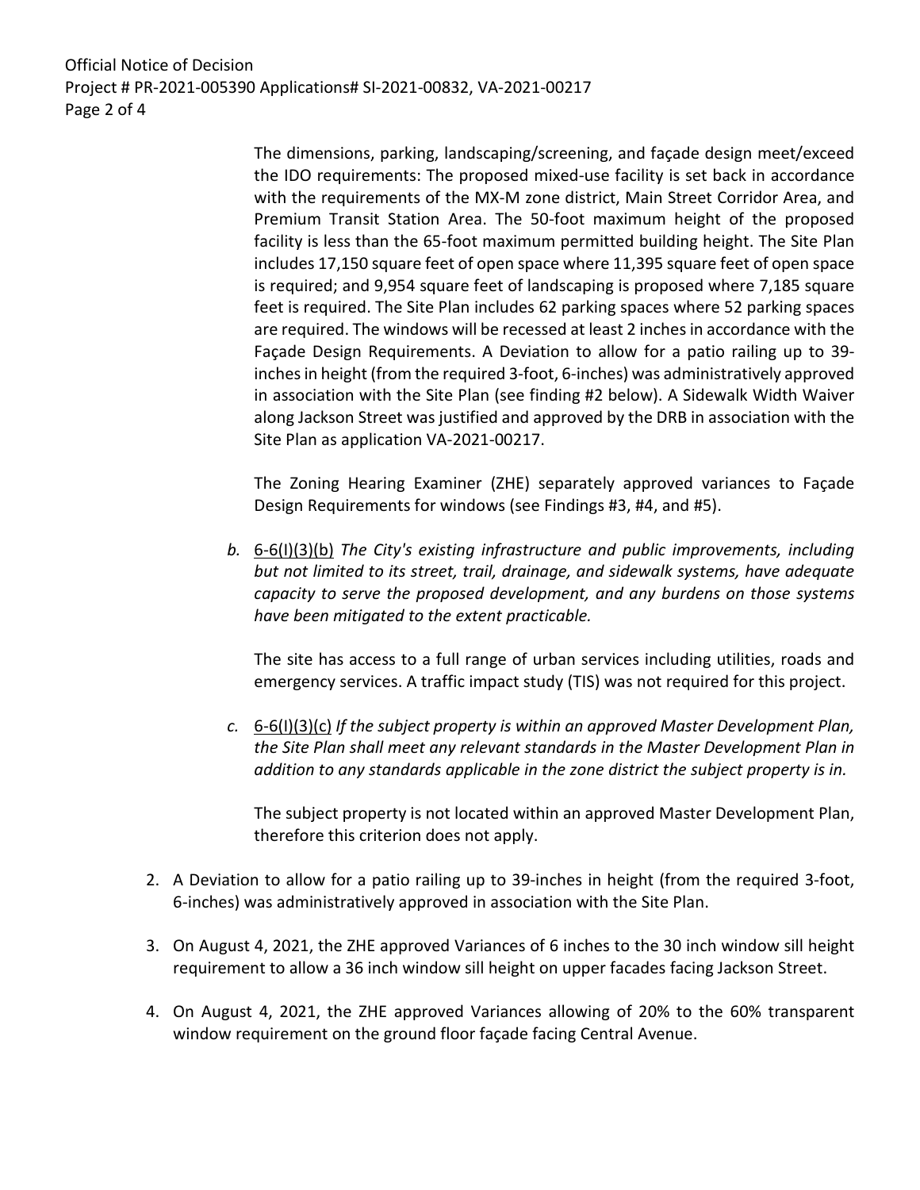The dimensions, parking, landscaping/screening, and façade design meet/exceed the IDO requirements: The proposed mixed-use facility is set back in accordance with the requirements of the MX-M zone district, Main Street Corridor Area, and Premium Transit Station Area. The 50-foot maximum height of the proposed facility is less than the 65-foot maximum permitted building height. The Site Plan includes 17,150 square feet of open space where 11,395 square feet of open space is required; and 9,954 square feet of landscaping is proposed where 7,185 square feet is required. The Site Plan includes 62 parking spaces where 52 parking spaces are required. The windows will be recessed at least 2 inches in accordance with the Façade Design Requirements. A Deviation to allow for a patio railing up to 39-inches in height (from the required 3-foot, 6-inches) was administratively approved in association with the Site Plan (see finding #2 below). A Sidewalk Width Waiver along Jackson Street was justified and approved by the DRB in association with the Site Plan as application VA-2021-00217.

The Zoning Hearing Examiner (ZHE) separately approved variances to Façade Design Requirements for windows (see Findings #3, #4, and #5).

*b.* 6-6(I)(3)(b) *The City's existing infrastructure and public improvements, including but not limited to its street, trail, drainage, and sidewalk systems, have adequate capacity to serve the proposed development, and any burdens on those systems have been mitigated to the extent practicable.*

The site has access to a full range of urban services including utilities, roads and emergency services. A traffic impact study (TIS) was not required for this project.

*c.* 6-6(I)(3)(c) *If the subject property is within an approved Master Development Plan, the Site Plan shall meet any relevant standards in the Master Development Plan in addition to any standards applicable in the zone district the subject property is in.*

The subject property is not located within an approved Master Development Plan, therefore this criterion does not apply.

2. A Deviation to allow for a patio railing up to 39-inches in height (from the required 3-foot, 6-inches) was administratively approved in association with the Site Plan.

3. On August 4, 2021, the ZHE approved Variances of 6 inches to the 30 inch window sill height requirement to allow a 36 inch window sill height on upper facades facing Jackson Street.

4. On August 4, 2021, the ZHE approved Variances allowing of 20% to the 60% transparent window requirement on the ground floor façade facing Central Avenue.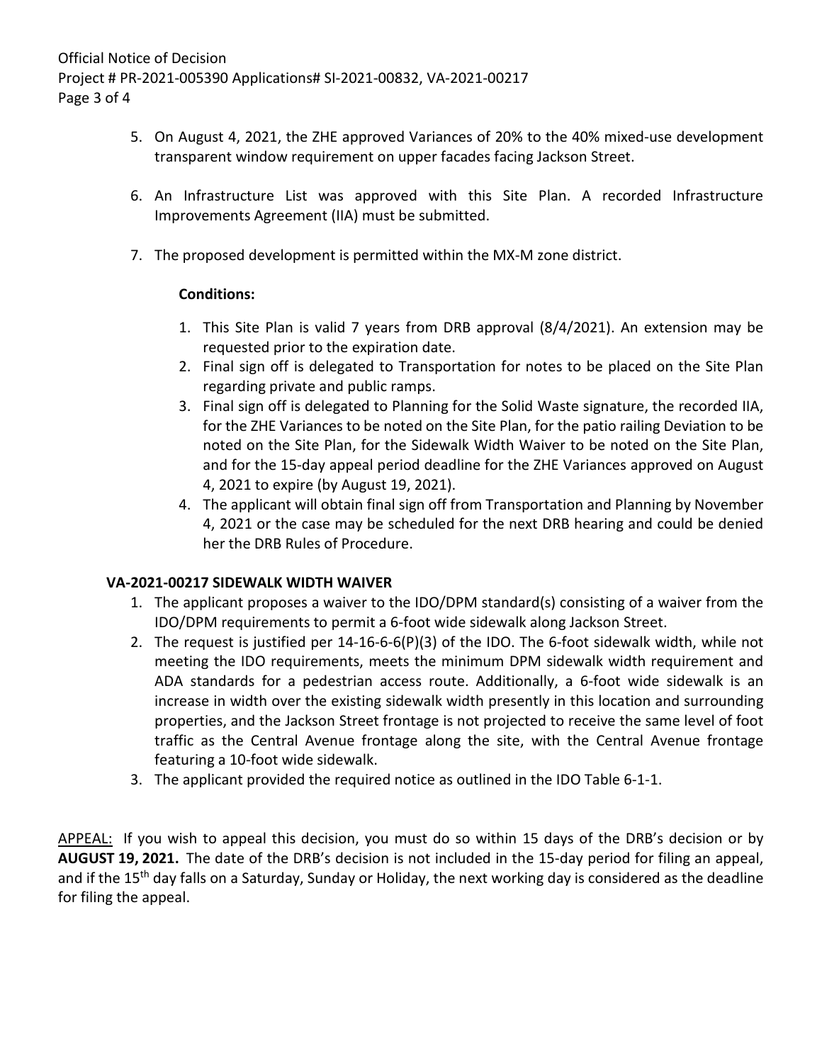5. On August 4, 2021, the ZHE approved Variances of 20% to the 40% mixed-use development transparent window requirement on upper facades facing Jackson Street.

6. An Infrastructure List was approved with this Site Plan. A recorded Infrastructure Improvements Agreement (IIA) must be submitted.

7. The proposed development is permitted within the MX-M zone district.

**Conditions:**

1. This Site Plan is valid 7 years from DRB approval (8/4/2021). An extension may be requested prior to the expiration date.
2. Final sign off is delegated to Transportation for notes to be placed on the Site Plan regarding private and public ramps.
3. Final sign off is delegated to Planning for the Solid Waste signature, the recorded IIA, for the ZHE Variances to be noted on the Site Plan, for the patio railing Deviation to be noted on the Site Plan, for the Sidewalk Width Waiver to be noted on the Site Plan, and for the 15-day appeal period deadline for the ZHE Variances approved on August 4, 2021 to expire (by August 19, 2021).
4. The applicant will obtain final sign off from Transportation and Planning by November 4, 2021 or the case may be scheduled for the next DRB hearing and could be denied her the DRB Rules of Procedure.

**VA-2021-00217 SIDEWALK WIDTH WAIVER**

1. The applicant proposes a waiver to the IDO/DPM standard(s) consisting of a waiver from the IDO/DPM requirements to permit a 6-foot wide sidewalk along Jackson Street.
2. The request is justified per 14-16-6-6(P)(3) of the IDO. The 6-foot sidewalk width, while not meeting the IDO requirements, meets the minimum DPM sidewalk width requirement and ADA standards for a pedestrian access route. Additionally, a 6-foot wide sidewalk is an increase in width over the existing sidewalk width presently in this location and surrounding properties, and the Jackson Street frontage is not projected to receive the same level of foot traffic as the Central Avenue frontage along the site, with the Central Avenue frontage featuring a 10-foot wide sidewalk.
3. The applicant provided the required notice as outlined in the IDO Table 6-1-1.

APPEAL: If you wish to appeal this decision, you must do so within 15 days of the DRB's decision or by **AUGUST 19, 2021.** The date of the DRB's decision is not included in the 15-day period for filing an appeal, and if the 15th day falls on a Saturday, Sunday or Holiday, the next working day is considered as the deadline for filing the appeal.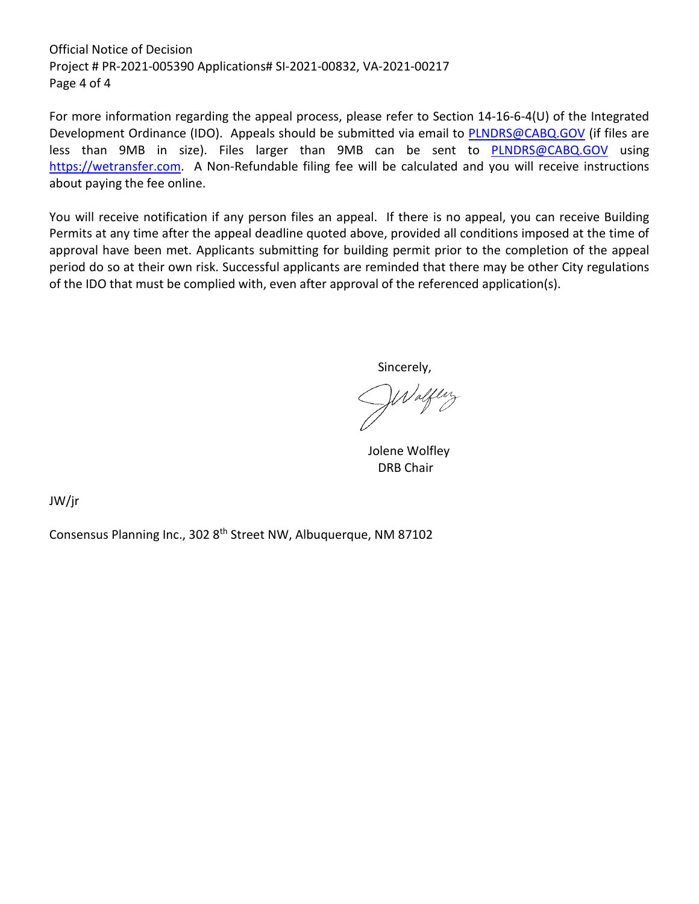For more information regarding the appeal process, please refer to Section 14-16-6-4(U) of the Integrated Development Ordinance (IDO). Appeals should be submitted via email to PLNDRS@CABQ.GOV (if files are less than 9MB in size). Files larger than 9MB can be sent to PLNDRS@CABQ.GOV using https://wetransfer.com. A Non-Refundable filing fee will be calculated and you will receive instructions about paying the fee online.

You will receive notification if any person files an appeal. If there is no appeal, you can receive Building Permits at any time after the appeal deadline quoted above, provided all conditions imposed at the time of approval have been met. Applicants submitting for building permit prior to the completion of the appeal period do so at their own risk. Successful applicants are reminded that there may be other City regulations of the IDO that must be complied with, even after approval of the referenced application(s).

Sincerely,

Jolene Wolfley
DRB Chair

JW/jr

Consensus Planning Inc., 302 8th Street NW, Albuquerque, NM 87102